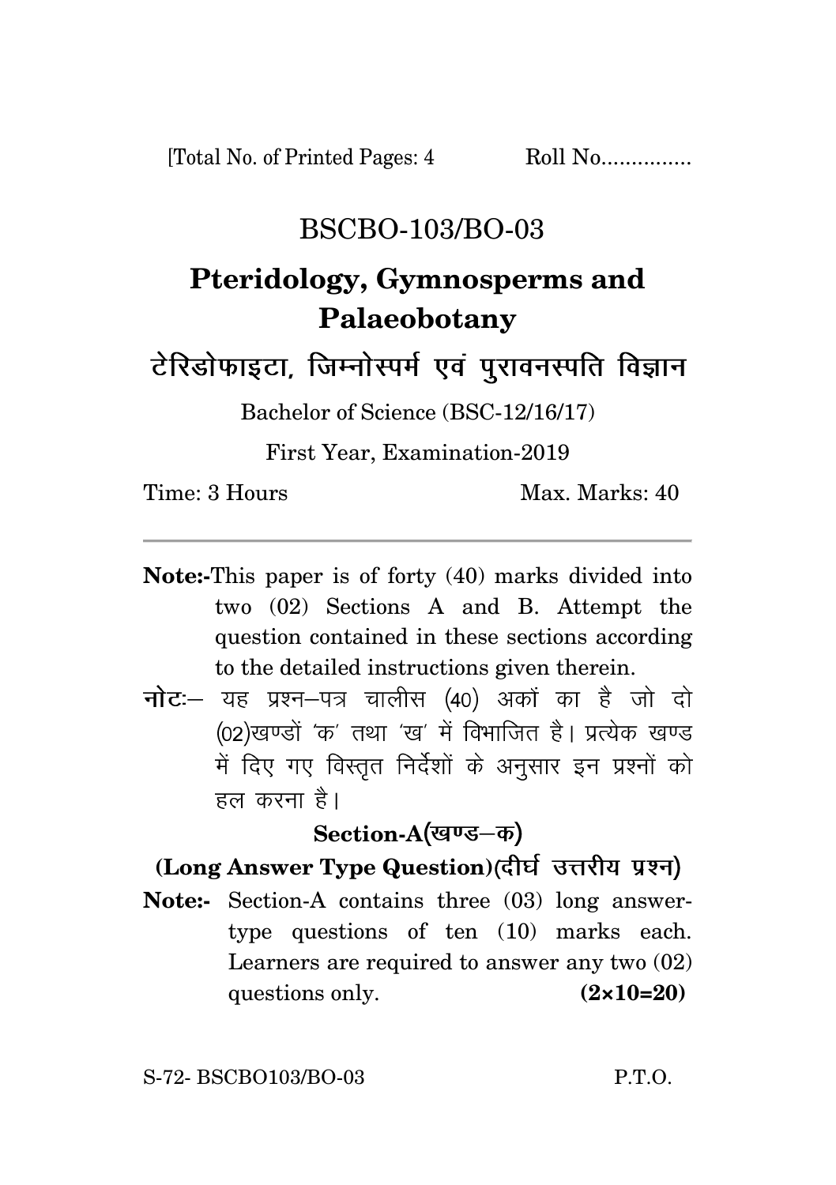[Total No. of Printed Pages: 4 Roll No...............

# BSCBO-103/BO-03

# Pteridology, Gymnosperms and Palaeobotany

# टेरिडोफाइटा, जिम्नोस्पर्म एवं पुरावनस्पति विज्ञान

Bachelor of Science (BSC-12/16/17)

First Year, Examination-2019

Time: 3 Hours Max. Marks: 40

---

**Note:-** This paper is of forty (40) marks divided into two (02) Sections A and B. Attempt the question contained in these sections according to the detailed instructions given therein.

**नोटः–** यह प्रश्न–पत्र चालीस (40) अकों का है जो दो (02)खण्डों 'क' तथा 'ख' में विभाजित है। प्रत्येक खण्ड में दिए गए विस्तृत निर्देशों के अनुसार इन प्रश्नों को हल करना है।

## Section-A(खण्ड–क)

### (Long Answer Type Question)(दीर्घ उत्तरीय प्रश्न)

**Note:-** Section-A contains three (03) long answer-type questions of ten (10) marks each. Learners are required to answer any two (02) questions only. **(2×10=20)**

S-72- BSCBO103/BO-03 P.T.O.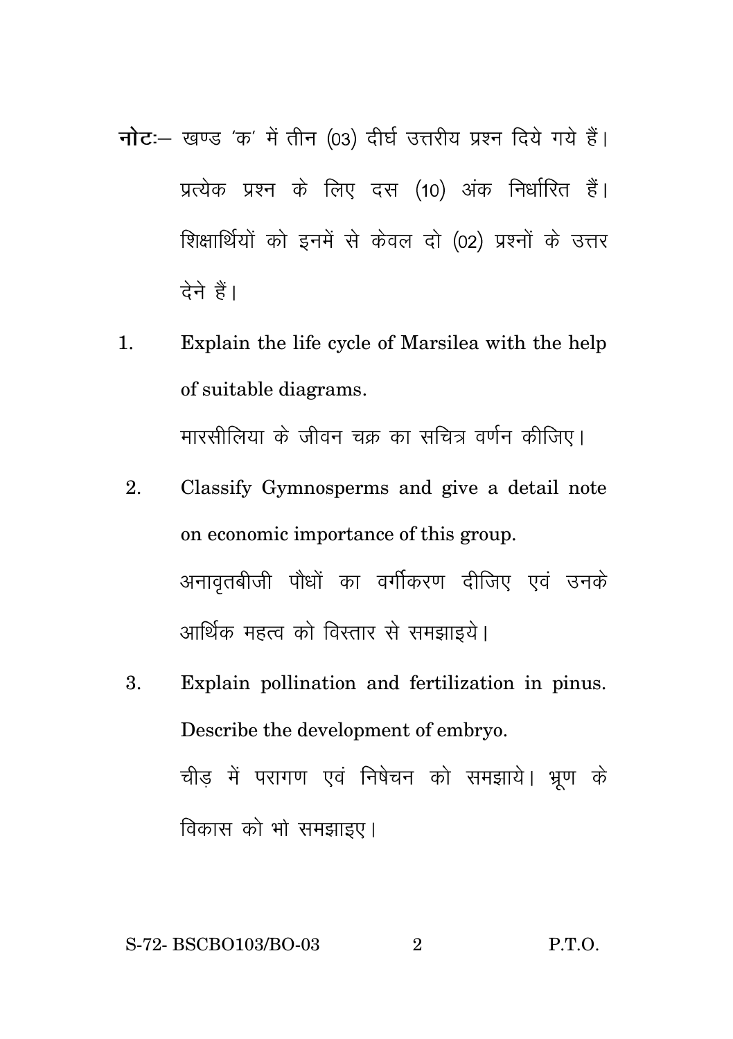**नोटः**– खण्ड 'क' में तीन (03) दीर्घ उत्तरीय प्रश्न दिये गये हैं। प्रत्येक प्रश्न के लिए दस (10) अंक निर्धारित हैं। शिक्षार्थियों को इनमें से केवल दो (02) प्रश्नों के उत्तर देने हैं।

1. Explain the life cycle of Marsilea with the help of suitable diagrams.

   मारसीलिया के जीवन चक्र का सचित्र वर्णन कीजिए।

2. Classify Gymnosperms and give a detail note on economic importance of this group.

   अनावृतबीजी पौधों का वर्गीकरण दीजिए एवं उनके आर्थिक महत्व को विस्तार से समझाइये।

3. Explain pollination and fertilization in pinus. Describe the development of embryo.

   चीड़ में परागण एवं निषेचन को समझाये। भ्रूण के विकास को भो समझाइए।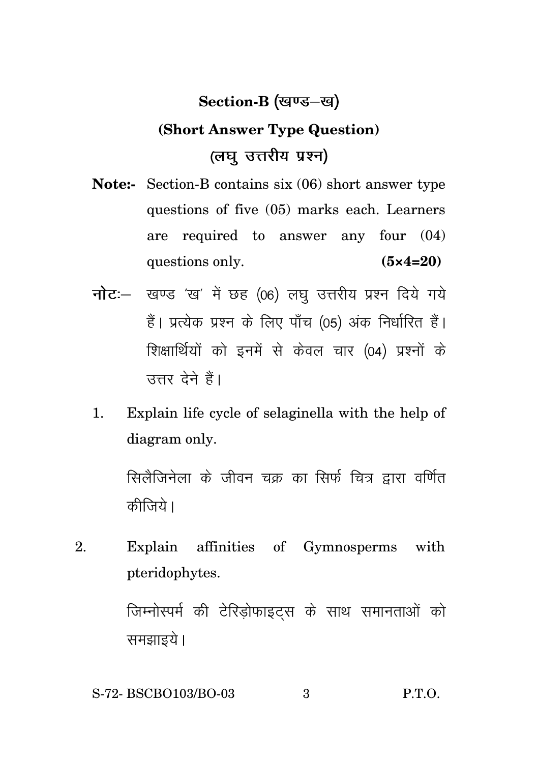## Section-B (खण्ड–ख)

### (Short Answer Type Question)

### (लघु उत्तरीय प्रश्न)

**Note:-** Section-B contains six (06) short answer type questions of five (05) marks each. Learners are required to answer any four (04) questions only. **(5×4=20)**

**नोटः–** खण्ड 'ख' में छह (06) लघु उत्तरीय प्रश्न दिये गये हैं। प्रत्येक प्रश्न के लिए पाँच (05) अंक निर्धारित हैं। शिक्षार्थियों को इनमें से केवल चार (04) प्रश्नों के उत्तर देने हैं।

1. Explain life cycle of selaginella with the help of diagram only.

   सिलैजिनेला के जीवन चक्र का सिर्फ चित्र द्वारा वर्णित कीजिये।

2. Explain affinities of Gymnosperms with pteridophytes.

   जिम्नोस्पर्म की टेरिड़ोफाइट्स के साथ समानताओं को समझाइये।

S-72- BSCBO103/BO-03 P.T.O.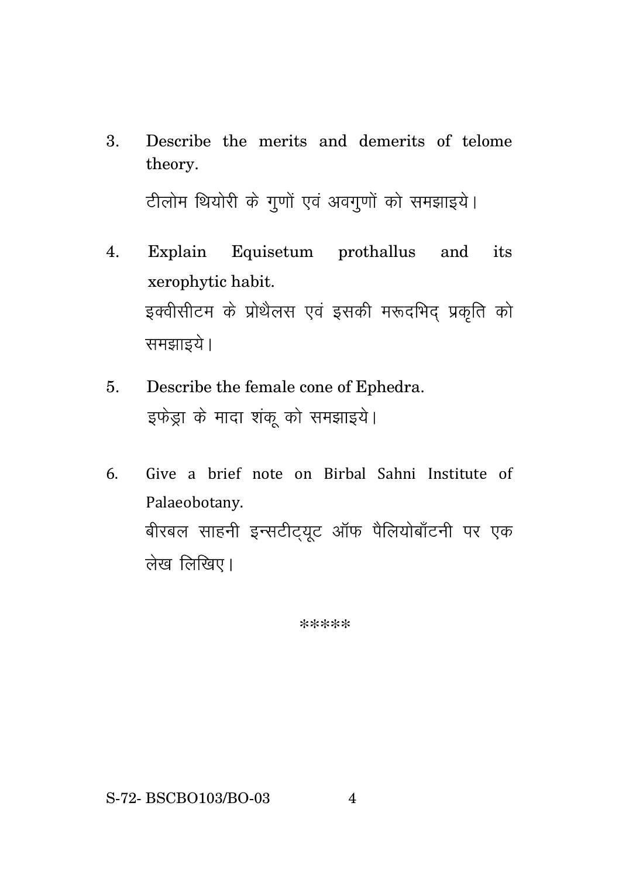3. Describe the merits and demerits of telome theory.

   टीलोम थियोरी के गुणों एवं अवगुणों को समझाइये।

4. Explain Equisetum prothallus and its xerophytic habit.

   इक्वीसीटम के प्रोथैलस एवं इसकी मरूदभिद् प्रकृति को समझाइये।

5. Describe the female cone of Ephedra.

   इफेड्रा के मादा शंकू को समझाइये।

6. Give a brief note on Birbal Sahni Institute of Palaeobotany.

   बीरबल साहनी इन्सटीट्यूट ऑफ पैलियोबॉटनी पर एक लेख लिखिए।

*****